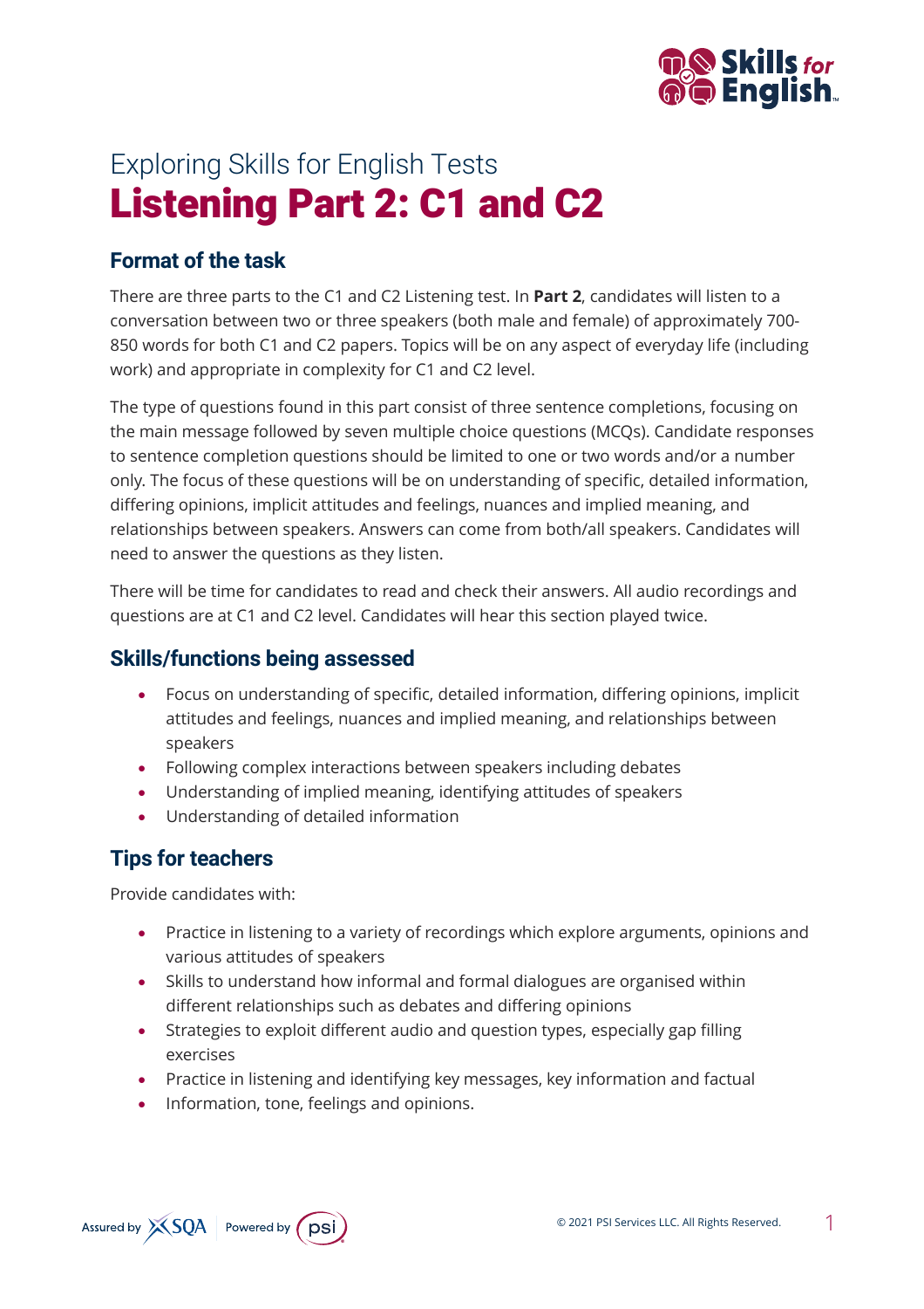Exploring Skills for English Tests

# Listening Part 2: C1 and C2

## Format of the task

There are three parts to the C1 and C2 Listening test. In **Part 2**, candidates will listen to a conversation between two or three speakers (both male and female) of approximately 700-850 words for both C1 and C2 papers. Topics will be on any aspect of everyday life (including work) and appropriate in complexity for C1 and C2 level.

The type of questions found in this part consist of three sentence completions, focusing on the main message followed by seven multiple choice questions (MCQs). Candidate responses to sentence completion questions should be limited to one or two words and/or a number only. The focus of these questions will be on understanding of specific, detailed information, differing opinions, implicit attitudes and feelings, nuances and implied meaning, and relationships between speakers. Answers can come from both/all speakers. Candidates will need to answer the questions as they listen.

There will be time for candidates to read and check their answers. All audio recordings and questions are at C1 and C2 level. Candidates will hear this section played twice.

## Skills/functions being assessed

- Focus on understanding of specific, detailed information, differing opinions, implicit attitudes and feelings, nuances and implied meaning, and relationships between speakers
- Following complex interactions between speakers including debates
- Understanding of implied meaning, identifying attitudes of speakers
- Understanding of detailed information

## Tips for teachers

Provide candidates with:

- Practice in listening to a variety of recordings which explore arguments, opinions and various attitudes of speakers
- Skills to understand how informal and formal dialogues are organised within different relationships such as debates and differing opinions
- Strategies to exploit different audio and question types, especially gap filling exercises
- Practice in listening and identifying key messages, key information and factual
- Information, tone, feelings and opinions.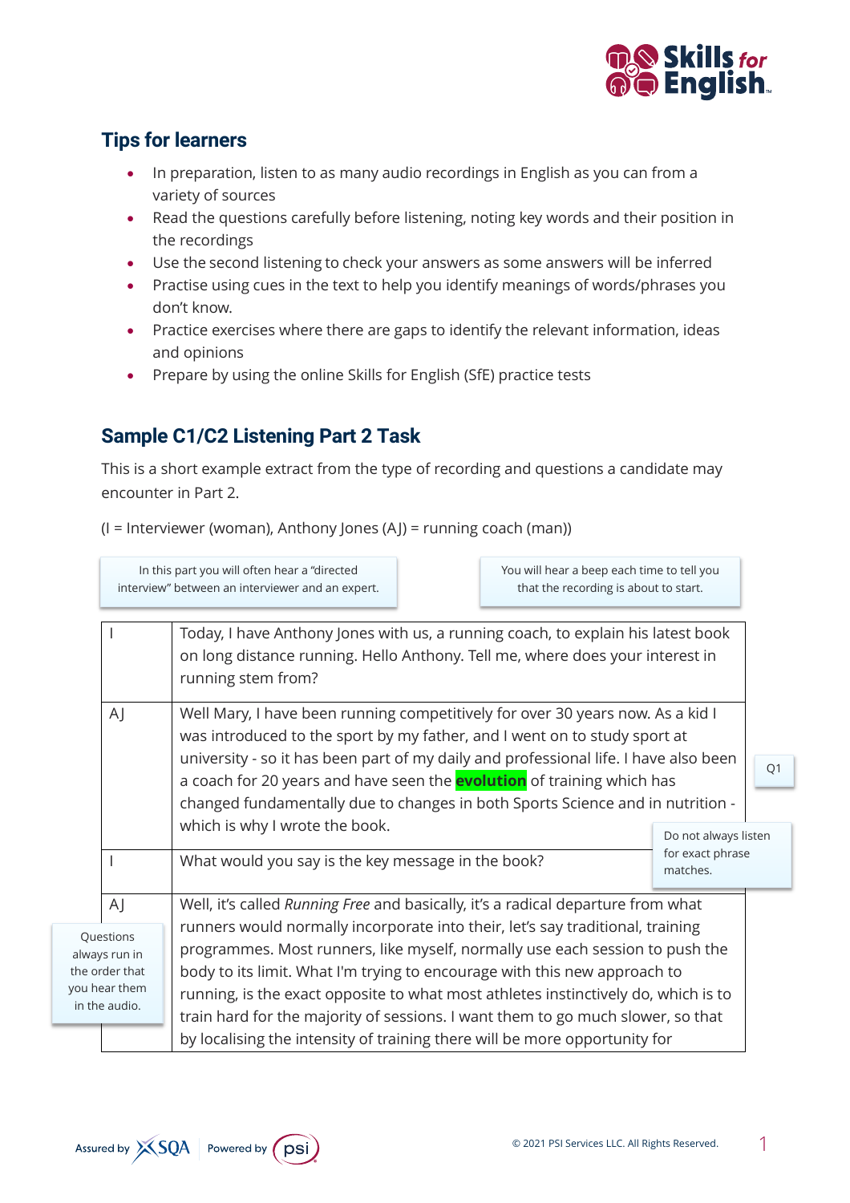## Tips for learners

- In preparation, listen to as many audio recordings in English as you can from a variety of sources
- Read the questions carefully before listening, noting key words and their position in the recordings
- Use the second listening to check your answers as some answers will be inferred
- Practise using cues in the text to help you identify meanings of words/phrases you don't know.
- Practice exercises where there are gaps to identify the relevant information, ideas and opinions
- Prepare by using the online Skills for English (SfE) practice tests

## Sample C1/C2 Listening Part 2 Task

This is a short example extract from the type of recording and questions a candidate may encounter in Part 2.

(I = Interviewer (woman), Anthony Jones (AJ) = running coach (man))

In this part you will often hear a "directed interview" between an interviewer and an expert.

You will hear a beep each time to tell you that the recording is about to start.

| | |
|---|---|
| I | Today, I have Anthony Jones with us, a running coach, to explain his latest book on long distance running. Hello Anthony. Tell me, where does your interest in running stem from? |
| AJ | Well Mary, I have been running competitively for over 30 years now. As a kid I was introduced to the sport by my father, and I went on to study sport at university - so it has been part of my daily and professional life. I have also been a coach for 20 years and have seen the **evolution** of training which has changed fundamentally due to changes in both Sports Science and in nutrition - which is why I wrote the book. |
| I | What would you say is the key message in the book? |
| AJ | Well, it's called *Running Free* and basically, it's a radical departure from what runners would normally incorporate into their, let's say traditional, training programmes. Most runners, like myself, normally use each session to push the body to its limit. What I'm trying to encourage with this new approach to running, is the exact opposite to what most athletes instinctively do, which is to train hard for the majority of sessions. I want them to go much slower, so that by localising the intensity of training there will be more opportunity for |

Q1

Do not always listen for exact phrase matches.

Questions always run in the order that you hear them in the audio.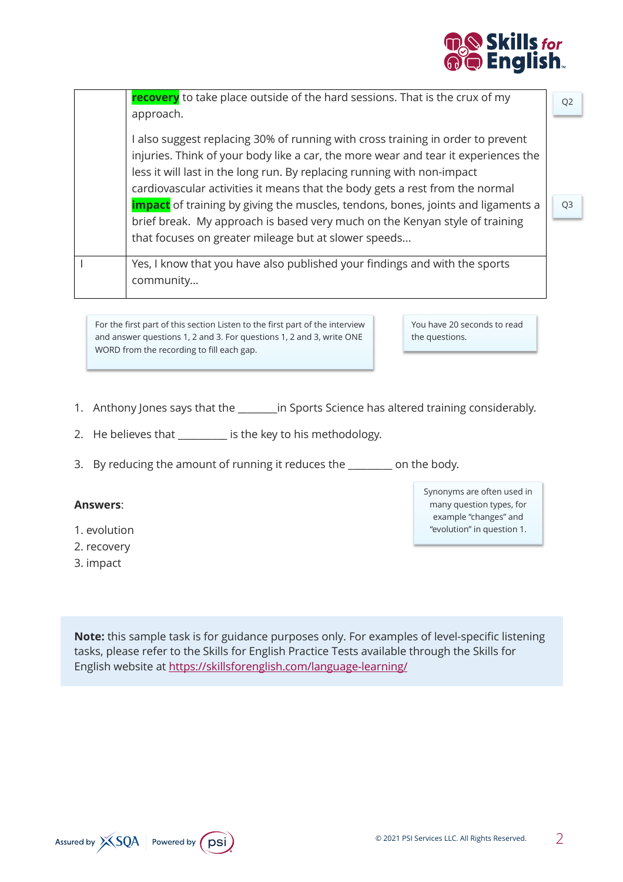| | |
|---|---|
| | **recovery** to take place outside of the hard sessions. That is the crux of my approach.<br><br>I also suggest replacing 30% of running with cross training in order to prevent injuries. Think of your body like a car, the more wear and tear it experiences the less it will last in the long run. By replacing running with non-impact cardiovascular activities it means that the body gets a rest from the normal **impact** of training by giving the muscles, tendons, bones, joints and ligaments a brief break. My approach is based very much on the Kenyan style of training that focuses on greater mileage but at slower speeds... |
| I | Yes, I know that you have also published your findings and with the sports community... |

Q2

Q3

For the first part of this section Listen to the first part of the interview and answer questions 1, 2 and 3. For questions 1, 2 and 3, write ONE WORD from the recording to fill each gap.

You have 20 seconds to read the questions.

1. Anthony Jones says that the _______in Sports Science has altered training considerably.
2. He believes that _________ is the key to his methodology.
3. By reducing the amount of running it reduces the ________ on the body.

**Answers**:

1. evolution
2. recovery
3. impact

Synonyms are often used in many question types, for example "changes" and "evolution" in question 1.

**Note:** this sample task is for guidance purposes only. For examples of level-specific listening tasks, please refer to the Skills for English Practice Tests available through the Skills for English website at https://skillsforenglish.com/language-learning/